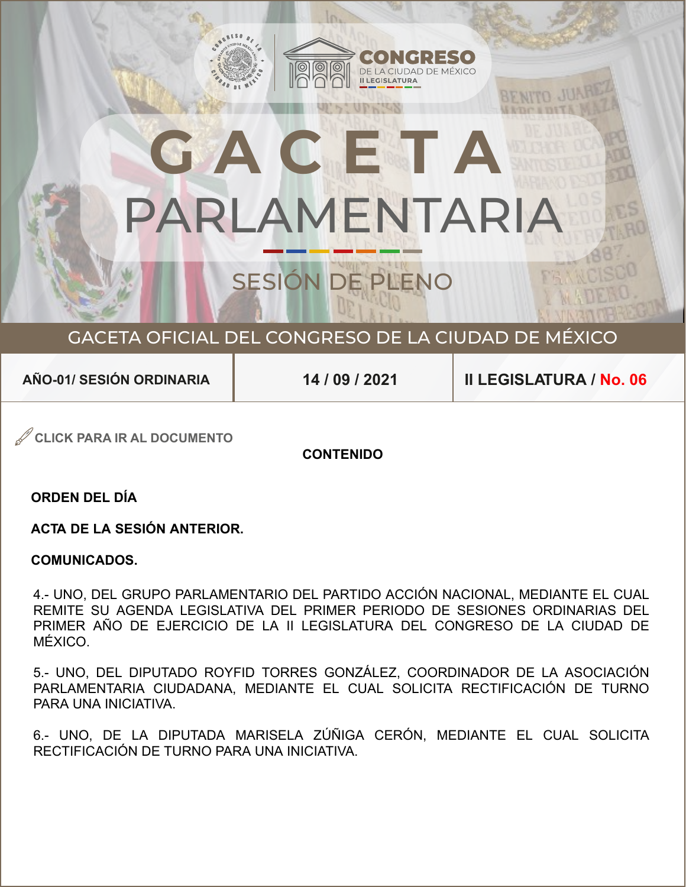# GACETA PARLAMENTARIA

## SESIÓN DE PLENO

GACETA OFICIAL DEL CONGRESO DE LA CIUDAD DE MÉXICO

| AÑO-01/ SESIÓN ORDINARIA | 14 / 09 / 2021 | II LEGISLATURA / No. 06 |
| --- | --- | --- |

CLICK PARA IR AL DOCUMENTO

**CONTENIDO**

**ORDEN DEL DÍA**

**ACTA DE LA SESIÓN ANTERIOR.**

**COMUNICADOS.**

4.- UNO, DEL GRUPO PARLAMENTARIO DEL PARTIDO ACCIÓN NACIONAL, MEDIANTE EL CUAL REMITE SU AGENDA LEGISLATIVA DEL PRIMER PERIODO DE SESIONES ORDINARIAS DEL PRIMER AÑO DE EJERCICIO DE LA II LEGISLATURA DEL CONGRESO DE LA CIUDAD DE MÉXICO.

5.- UNO, DEL DIPUTADO ROYFID TORRES GONZÁLEZ, COORDINADOR DE LA ASOCIACIÓN PARLAMENTARIA CIUDADANA, MEDIANTE EL CUAL SOLICITA RECTIFICACIÓN DE TURNO PARA UNA INICIATIVA.

6.- UNO, DE LA DIPUTADA MARISELA ZÚÑIGA CERÓN, MEDIANTE EL CUAL SOLICITA RECTIFICACIÓN DE TURNO PARA UNA INICIATIVA.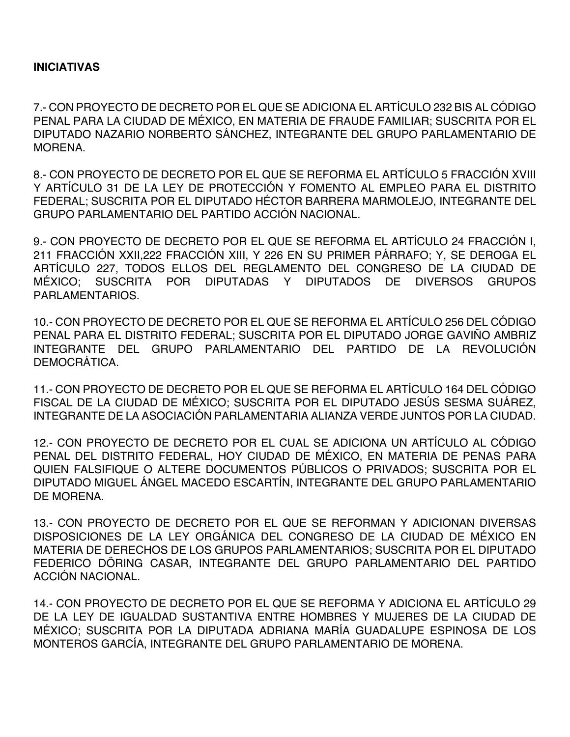**INICIATIVAS**

7.- CON PROYECTO DE DECRETO POR EL QUE SE ADICIONA EL ARTÍCULO 232 BIS AL CÓDIGO PENAL PARA LA CIUDAD DE MÉXICO, EN MATERIA DE FRAUDE FAMILIAR; SUSCRITA POR EL DIPUTADO NAZARIO NORBERTO SÁNCHEZ, INTEGRANTE DEL GRUPO PARLAMENTARIO DE MORENA.

8.- CON PROYECTO DE DECRETO POR EL QUE SE REFORMA EL ARTÍCULO 5 FRACCIÓN XVIII Y ARTÍCULO 31 DE LA LEY DE PROTECCIÓN Y FOMENTO AL EMPLEO PARA EL DISTRITO FEDERAL; SUSCRITA POR EL DIPUTADO HÉCTOR BARRERA MARMOLEJO, INTEGRANTE DEL GRUPO PARLAMENTARIO DEL PARTIDO ACCIÓN NACIONAL.

9.- CON PROYECTO DE DECRETO POR EL QUE SE REFORMA EL ARTÍCULO 24 FRACCIÓN I, 211 FRACCIÓN XXII,222 FRACCIÓN XIII, Y 226 EN SU PRIMER PÁRRAFO; Y, SE DEROGA EL ARTÍCULO 227, TODOS ELLOS DEL REGLAMENTO DEL CONGRESO DE LA CIUDAD DE MÉXICO; SUSCRITA POR DIPUTADAS Y DIPUTADOS DE DIVERSOS GRUPOS PARLAMENTARIOS.

10.- CON PROYECTO DE DECRETO POR EL QUE SE REFORMA EL ARTÍCULO 256 DEL CÓDIGO PENAL PARA EL DISTRITO FEDERAL; SUSCRITA POR EL DIPUTADO JORGE GAVIÑO AMBRIZ INTEGRANTE DEL GRUPO PARLAMENTARIO DEL PARTIDO DE LA REVOLUCIÓN DEMOCRÁTICA.

11.- CON PROYECTO DE DECRETO POR EL QUE SE REFORMA EL ARTÍCULO 164 DEL CÓDIGO FISCAL DE LA CIUDAD DE MÉXICO; SUSCRITA POR EL DIPUTADO JESÚS SESMA SUÁREZ, INTEGRANTE DE LA ASOCIACIÓN PARLAMENTARIA ALIANZA VERDE JUNTOS POR LA CIUDAD.

12.- CON PROYECTO DE DECRETO POR EL CUAL SE ADICIONA UN ARTÍCULO AL CÓDIGO PENAL DEL DISTRITO FEDERAL, HOY CIUDAD DE MÉXICO, EN MATERIA DE PENAS PARA QUIEN FALSIFIQUE O ALTERE DOCUMENTOS PÚBLICOS O PRIVADOS; SUSCRITA POR EL DIPUTADO MIGUEL ÁNGEL MACEDO ESCARTÍN, INTEGRANTE DEL GRUPO PARLAMENTARIO DE MORENA.

13.- CON PROYECTO DE DECRETO POR EL QUE SE REFORMAN Y ADICIONAN DIVERSAS DISPOSICIONES DE LA LEY ORGÁNICA DEL CONGRESO DE LA CIUDAD DE MÉXICO EN MATERIA DE DERECHOS DE LOS GRUPOS PARLAMENTARIOS; SUSCRITA POR EL DIPUTADO FEDERICO DÖRING CASAR, INTEGRANTE DEL GRUPO PARLAMENTARIO DEL PARTIDO ACCIÓN NACIONAL.

14.- CON PROYECTO DE DECRETO POR EL QUE SE REFORMA Y ADICIONA EL ARTÍCULO 29 DE LA LEY DE IGUALDAD SUSTANTIVA ENTRE HOMBRES Y MUJERES DE LA CIUDAD DE MÉXICO; SUSCRITA POR LA DIPUTADA ADRIANA MARÍA GUADALUPE ESPINOSA DE LOS MONTEROS GARCÍA, INTEGRANTE DEL GRUPO PARLAMENTARIO DE MORENA.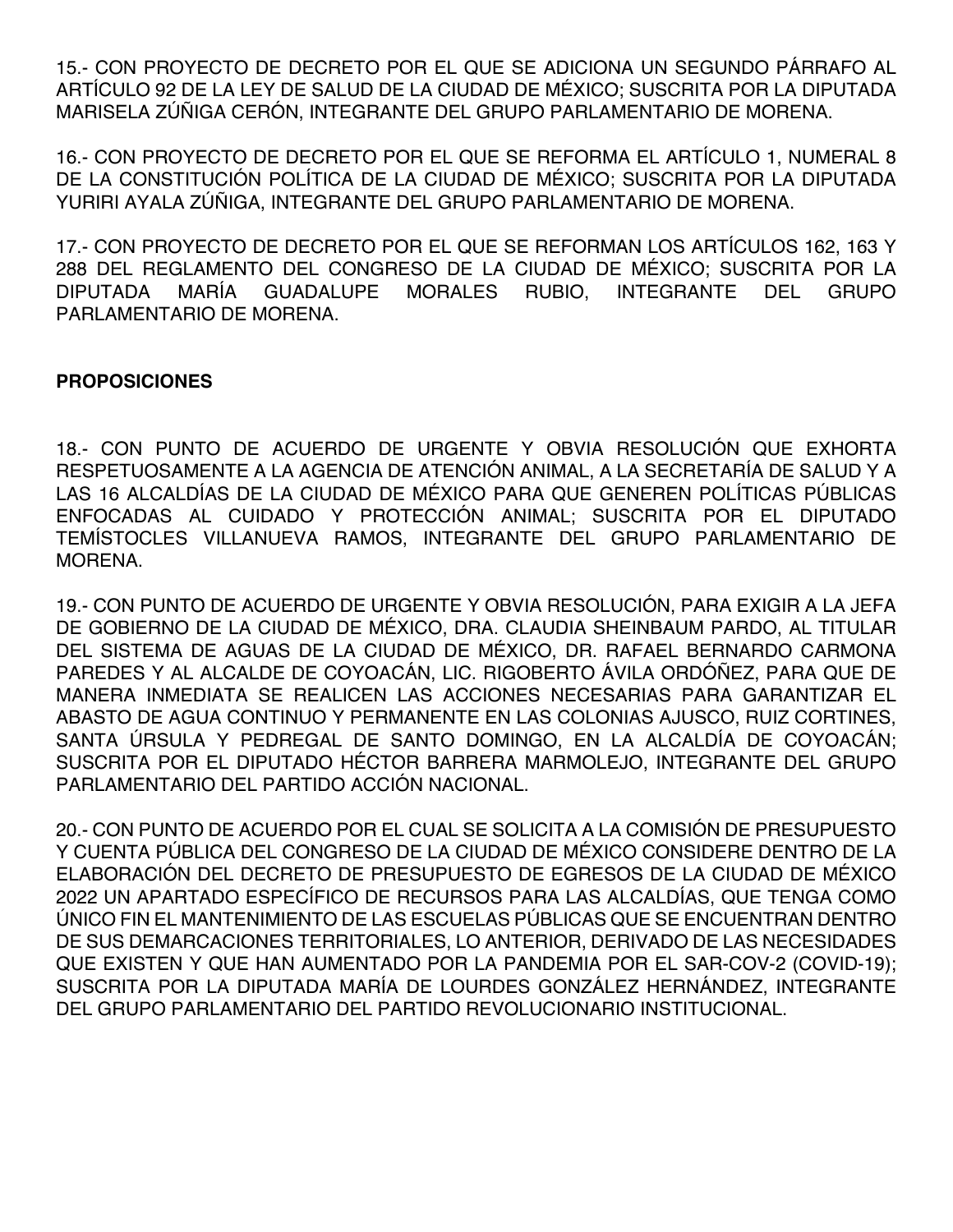15.- CON PROYECTO DE DECRETO POR EL QUE SE ADICIONA UN SEGUNDO PÁRRAFO AL ARTÍCULO 92 DE LA LEY DE SALUD DE LA CIUDAD DE MÉXICO; SUSCRITA POR LA DIPUTADA MARISELA ZÚÑIGA CERÓN, INTEGRANTE DEL GRUPO PARLAMENTARIO DE MORENA.

16.- CON PROYECTO DE DECRETO POR EL QUE SE REFORMA EL ARTÍCULO 1, NUMERAL 8 DE LA CONSTITUCIÓN POLÍTICA DE LA CIUDAD DE MÉXICO; SUSCRITA POR LA DIPUTADA YURIRI AYALA ZÚÑIGA, INTEGRANTE DEL GRUPO PARLAMENTARIO DE MORENA.

17.- CON PROYECTO DE DECRETO POR EL QUE SE REFORMAN LOS ARTÍCULOS 162, 163 Y 288 DEL REGLAMENTO DEL CONGRESO DE LA CIUDAD DE MÉXICO; SUSCRITA POR LA DIPUTADA MARÍA GUADALUPE MORALES RUBIO, INTEGRANTE DEL GRUPO PARLAMENTARIO DE MORENA.

**PROPOSICIONES**

18.- CON PUNTO DE ACUERDO DE URGENTE Y OBVIA RESOLUCIÓN QUE EXHORTA RESPETUOSAMENTE A LA AGENCIA DE ATENCIÓN ANIMAL, A LA SECRETARÍA DE SALUD Y A LAS 16 ALCALDÍAS DE LA CIUDAD DE MÉXICO PARA QUE GENEREN POLÍTICAS PÚBLICAS ENFOCADAS AL CUIDADO Y PROTECCIÓN ANIMAL; SUSCRITA POR EL DIPUTADO TEMÍSTOCLES VILLANUEVA RAMOS, INTEGRANTE DEL GRUPO PARLAMENTARIO DE MORENA.

19.- CON PUNTO DE ACUERDO DE URGENTE Y OBVIA RESOLUCIÓN, PARA EXIGIR A LA JEFA DE GOBIERNO DE LA CIUDAD DE MÉXICO, DRA. CLAUDIA SHEINBAUM PARDO, AL TITULAR DEL SISTEMA DE AGUAS DE LA CIUDAD DE MÉXICO, DR. RAFAEL BERNARDO CARMONA PAREDES Y AL ALCALDE DE COYOACÁN, LIC. RIGOBERTO ÁVILA ORDÓÑEZ, PARA QUE DE MANERA INMEDIATA SE REALICEN LAS ACCIONES NECESARIAS PARA GARANTIZAR EL ABASTO DE AGUA CONTINUO Y PERMANENTE EN LAS COLONIAS AJUSCO, RUIZ CORTINES, SANTA ÚRSULA Y PEDREGAL DE SANTO DOMINGO, EN LA ALCALDÍA DE COYOACÁN; SUSCRITA POR EL DIPUTADO HÉCTOR BARRERA MARMOLEJO, INTEGRANTE DEL GRUPO PARLAMENTARIO DEL PARTIDO ACCIÓN NACIONAL.

20.- CON PUNTO DE ACUERDO POR EL CUAL SE SOLICITA A LA COMISIÓN DE PRESUPUESTO Y CUENTA PÚBLICA DEL CONGRESO DE LA CIUDAD DE MÉXICO CONSIDERE DENTRO DE LA ELABORACIÓN DEL DECRETO DE PRESUPUESTO DE EGRESOS DE LA CIUDAD DE MÉXICO 2022 UN APARTADO ESPECÍFICO DE RECURSOS PARA LAS ALCALDÍAS, QUE TENGA COMO ÚNICO FIN EL MANTENIMIENTO DE LAS ESCUELAS PÚBLICAS QUE SE ENCUENTRAN DENTRO DE SUS DEMARCACIONES TERRITORIALES, LO ANTERIOR, DERIVADO DE LAS NECESIDADES QUE EXISTEN Y QUE HAN AUMENTADO POR LA PANDEMIA POR EL SAR-COV-2 (COVID-19); SUSCRITA POR LA DIPUTADA MARÍA DE LOURDES GONZÁLEZ HERNÁNDEZ, INTEGRANTE DEL GRUPO PARLAMENTARIO DEL PARTIDO REVOLUCIONARIO INSTITUCIONAL.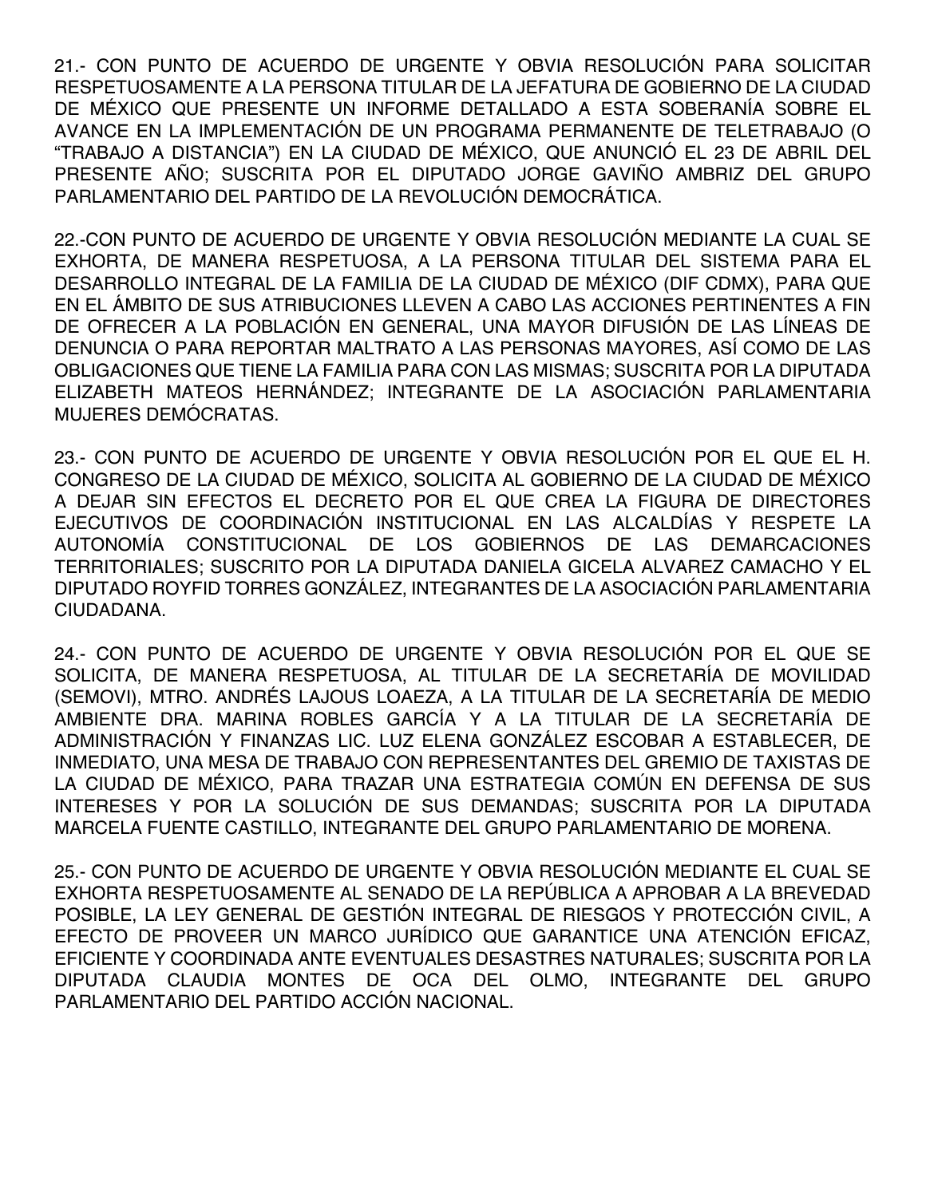21.- CON PUNTO DE ACUERDO DE URGENTE Y OBVIA RESOLUCIÓN PARA SOLICITAR RESPETUOSAMENTE A LA PERSONA TITULAR DE LA JEFATURA DE GOBIERNO DE LA CIUDAD DE MÉXICO QUE PRESENTE UN INFORME DETALLADO A ESTA SOBERANÍA SOBRE EL AVANCE EN LA IMPLEMENTACIÓN DE UN PROGRAMA PERMANENTE DE TELETRABAJO (O "TRABAJO A DISTANCIA") EN LA CIUDAD DE MÉXICO, QUE ANUNCIÓ EL 23 DE ABRIL DEL PRESENTE AÑO; SUSCRITA POR EL DIPUTADO JORGE GAVIÑO AMBRIZ DEL GRUPO PARLAMENTARIO DEL PARTIDO DE LA REVOLUCIÓN DEMOCRÁTICA.

22.-CON PUNTO DE ACUERDO DE URGENTE Y OBVIA RESOLUCIÓN MEDIANTE LA CUAL SE EXHORTA, DE MANERA RESPETUOSA, A LA PERSONA TITULAR DEL SISTEMA PARA EL DESARROLLO INTEGRAL DE LA FAMILIA DE LA CIUDAD DE MÉXICO (DIF CDMX), PARA QUE EN EL ÁMBITO DE SUS ATRIBUCIONES LLEVEN A CABO LAS ACCIONES PERTINENTES A FIN DE OFRECER A LA POBLACIÓN EN GENERAL, UNA MAYOR DIFUSIÓN DE LAS LÍNEAS DE DENUNCIA O PARA REPORTAR MALTRATO A LAS PERSONAS MAYORES, ASÍ COMO DE LAS OBLIGACIONES QUE TIENE LA FAMILIA PARA CON LAS MISMAS; SUSCRITA POR LA DIPUTADA ELIZABETH MATEOS HERNÁNDEZ; INTEGRANTE DE LA ASOCIACIÓN PARLAMENTARIA MUJERES DEMÓCRATAS.

23.- CON PUNTO DE ACUERDO DE URGENTE Y OBVIA RESOLUCIÓN POR EL QUE EL H. CONGRESO DE LA CIUDAD DE MÉXICO, SOLICITA AL GOBIERNO DE LA CIUDAD DE MÉXICO A DEJAR SIN EFECTOS EL DECRETO POR EL QUE CREA LA FIGURA DE DIRECTORES EJECUTIVOS DE COORDINACIÓN INSTITUCIONAL EN LAS ALCALDÍAS Y RESPETE LA AUTONOMÍA CONSTITUCIONAL DE LOS GOBIERNOS DE LAS DEMARCACIONES TERRITORIALES; SUSCRITO POR LA DIPUTADA DANIELA GICELA ALVAREZ CAMACHO Y EL DIPUTADO ROYFID TORRES GONZÁLEZ, INTEGRANTES DE LA ASOCIACIÓN PARLAMENTARIA CIUDADANA.

24.- CON PUNTO DE ACUERDO DE URGENTE Y OBVIA RESOLUCIÓN POR EL QUE SE SOLICITA, DE MANERA RESPETUOSA, AL TITULAR DE LA SECRETARÍA DE MOVILIDAD (SEMOVI), MTRO. ANDRÉS LAJOUS LOAEZA, A LA TITULAR DE LA SECRETARÍA DE MEDIO AMBIENTE DRA. MARINA ROBLES GARCÍA Y A LA TITULAR DE LA SECRETARÍA DE ADMINISTRACIÓN Y FINANZAS LIC. LUZ ELENA GONZÁLEZ ESCOBAR A ESTABLECER, DE INMEDIATO, UNA MESA DE TRABAJO CON REPRESENTANTES DEL GREMIO DE TAXISTAS DE LA CIUDAD DE MÉXICO, PARA TRAZAR UNA ESTRATEGIA COMÚN EN DEFENSA DE SUS INTERESES Y POR LA SOLUCIÓN DE SUS DEMANDAS; SUSCRITA POR LA DIPUTADA MARCELA FUENTE CASTILLO, INTEGRANTE DEL GRUPO PARLAMENTARIO DE MORENA.

25.- CON PUNTO DE ACUERDO DE URGENTE Y OBVIA RESOLUCIÓN MEDIANTE EL CUAL SE EXHORTA RESPETUOSAMENTE AL SENADO DE LA REPÚBLICA A APROBAR A LA BREVEDAD POSIBLE, LA LEY GENERAL DE GESTIÓN INTEGRAL DE RIESGOS Y PROTECCIÓN CIVIL, A EFECTO DE PROVEER UN MARCO JURÍDICO QUE GARANTICE UNA ATENCIÓN EFICAZ, EFICIENTE Y COORDINADA ANTE EVENTUALES DESASTRES NATURALES; SUSCRITA POR LA DIPUTADA CLAUDIA MONTES DE OCA DEL OLMO, INTEGRANTE DEL GRUPO PARLAMENTARIO DEL PARTIDO ACCIÓN NACIONAL.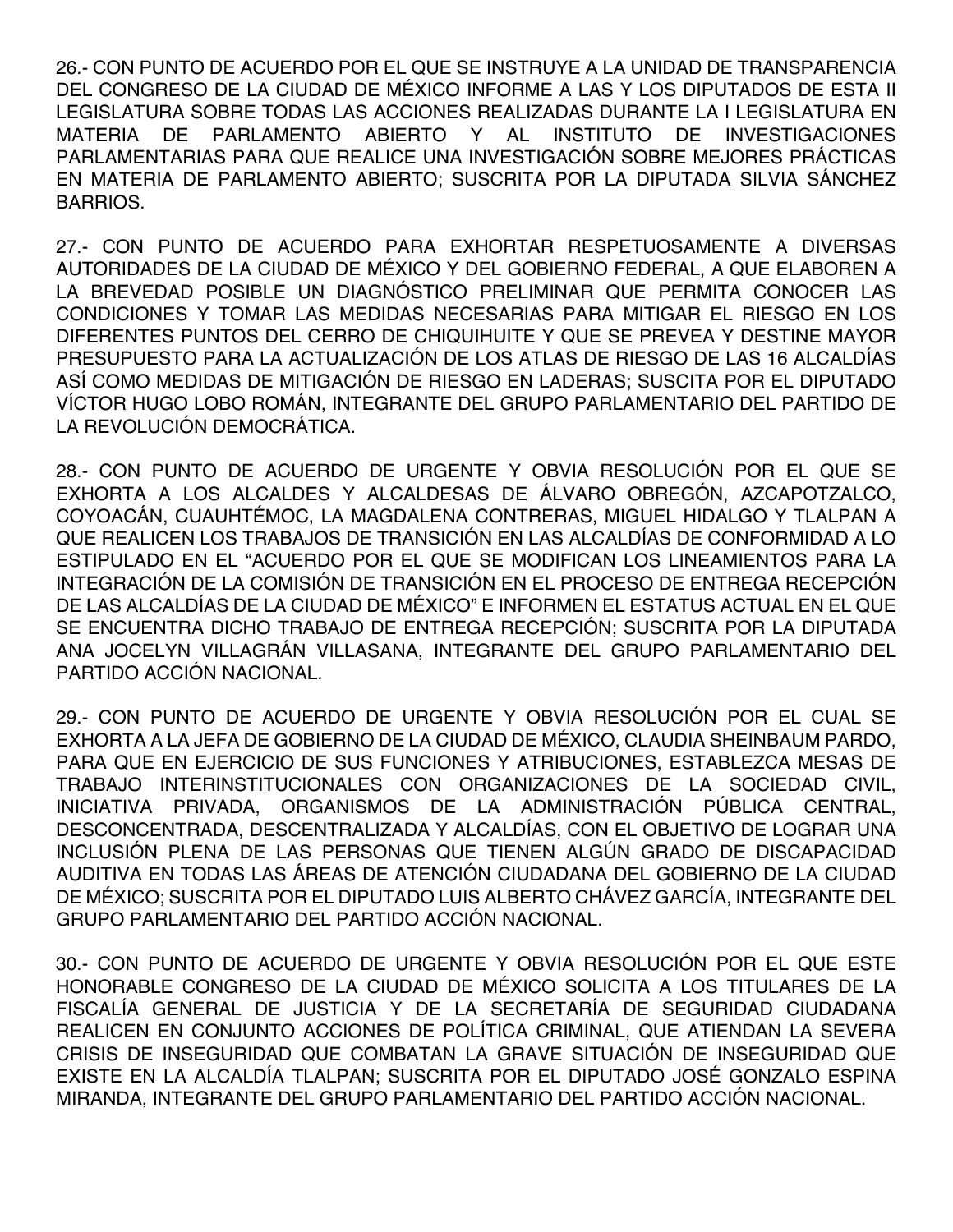26.- CON PUNTO DE ACUERDO POR EL QUE SE INSTRUYE A LA UNIDAD DE TRANSPARENCIA DEL CONGRESO DE LA CIUDAD DE MÉXICO INFORME A LAS Y LOS DIPUTADOS DE ESTA II LEGISLATURA SOBRE TODAS LAS ACCIONES REALIZADAS DURANTE LA I LEGISLATURA EN MATERIA DE PARLAMENTO ABIERTO Y AL INSTITUTO DE INVESTIGACIONES PARLAMENTARIAS PARA QUE REALICE UNA INVESTIGACIÓN SOBRE MEJORES PRÁCTICAS EN MATERIA DE PARLAMENTO ABIERTO; SUSCRITA POR LA DIPUTADA SILVIA SÁNCHEZ BARRIOS.

27.- CON PUNTO DE ACUERDO PARA EXHORTAR RESPETUOSAMENTE A DIVERSAS AUTORIDADES DE LA CIUDAD DE MÉXICO Y DEL GOBIERNO FEDERAL, A QUE ELABOREN A LA BREVEDAD POSIBLE UN DIAGNÓSTICO PRELIMINAR QUE PERMITA CONOCER LAS CONDICIONES Y TOMAR LAS MEDIDAS NECESARIAS PARA MITIGAR EL RIESGO EN LOS DIFERENTES PUNTOS DEL CERRO DE CHIQUIHUITE Y QUE SE PREVEA Y DESTINE MAYOR PRESUPUESTO PARA LA ACTUALIZACIÓN DE LOS ATLAS DE RIESGO DE LAS 16 ALCALDÍAS ASÍ COMO MEDIDAS DE MITIGACIÓN DE RIESGO EN LADERAS; SUSCITA POR EL DIPUTADO VÍCTOR HUGO LOBO ROMÁN, INTEGRANTE DEL GRUPO PARLAMENTARIO DEL PARTIDO DE LA REVOLUCIÓN DEMOCRÁTICA.

28.- CON PUNTO DE ACUERDO DE URGENTE Y OBVIA RESOLUCIÓN POR EL QUE SE EXHORTA A LOS ALCALDES Y ALCALDESAS DE ÁLVARO OBREGÓN, AZCAPOTZALCO, COYOACÁN, CUAUHTÉMOC, LA MAGDALENA CONTRERAS, MIGUEL HIDALGO Y TLALPAN A QUE REALICEN LOS TRABAJOS DE TRANSICIÓN EN LAS ALCALDÍAS DE CONFORMIDAD A LO ESTIPULADO EN EL "ACUERDO POR EL QUE SE MODIFICAN LOS LINEAMIENTOS PARA LA INTEGRACIÓN DE LA COMISIÓN DE TRANSICIÓN EN EL PROCESO DE ENTREGA RECEPCIÓN DE LAS ALCALDÍAS DE LA CIUDAD DE MÉXICO" E INFORMEN EL ESTATUS ACTUAL EN EL QUE SE ENCUENTRA DICHO TRABAJO DE ENTREGA RECEPCIÓN; SUSCRITA POR LA DIPUTADA ANA JOCELYN VILLAGRÁN VILLASANA, INTEGRANTE DEL GRUPO PARLAMENTARIO DEL PARTIDO ACCIÓN NACIONAL.

29.- CON PUNTO DE ACUERDO DE URGENTE Y OBVIA RESOLUCIÓN POR EL CUAL SE EXHORTA A LA JEFA DE GOBIERNO DE LA CIUDAD DE MÉXICO, CLAUDIA SHEINBAUM PARDO, PARA QUE EN EJERCICIO DE SUS FUNCIONES Y ATRIBUCIONES, ESTABLEZCA MESAS DE TRABAJO INTERINSTITUCIONALES CON ORGANIZACIONES DE LA SOCIEDAD CIVIL, INICIATIVA PRIVADA, ORGANISMOS DE LA ADMINISTRACIÓN PÚBLICA CENTRAL, DESCONCENTRADA, DESCENTRALIZADA Y ALCALDÍAS, CON EL OBJETIVO DE LOGRAR UNA INCLUSIÓN PLENA DE LAS PERSONAS QUE TIENEN ALGÚN GRADO DE DISCAPACIDAD AUDITIVA EN TODAS LAS ÁREAS DE ATENCIÓN CIUDADANA DEL GOBIERNO DE LA CIUDAD DE MÉXICO; SUSCRITA POR EL DIPUTADO LUIS ALBERTO CHÁVEZ GARCÍA, INTEGRANTE DEL GRUPO PARLAMENTARIO DEL PARTIDO ACCIÓN NACIONAL.

30.- CON PUNTO DE ACUERDO DE URGENTE Y OBVIA RESOLUCIÓN POR EL QUE ESTE HONORABLE CONGRESO DE LA CIUDAD DE MÉXICO SOLICITA A LOS TITULARES DE LA FISCALÍA GENERAL DE JUSTICIA Y DE LA SECRETARÍA DE SEGURIDAD CIUDADANA REALICEN EN CONJUNTO ACCIONES DE POLÍTICA CRIMINAL, QUE ATIENDAN LA SEVERA CRISIS DE INSEGURIDAD QUE COMBATAN LA GRAVE SITUACIÓN DE INSEGURIDAD QUE EXISTE EN LA ALCALDÍA TLALPAN; SUSCRITA POR EL DIPUTADO JOSÉ GONZALO ESPINA MIRANDA, INTEGRANTE DEL GRUPO PARLAMENTARIO DEL PARTIDO ACCIÓN NACIONAL.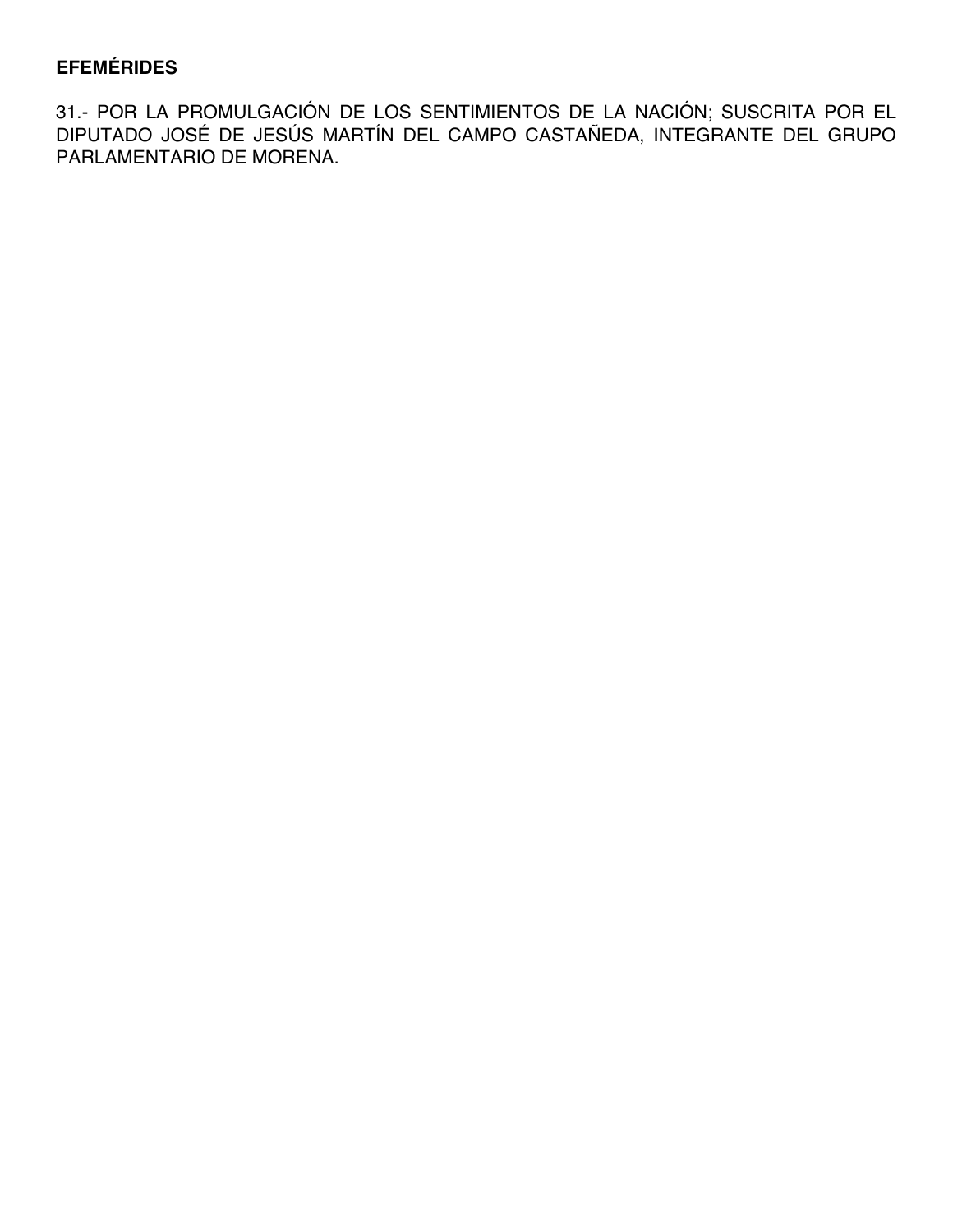**EFEMÉRIDES**

31.- POR LA PROMULGACIÓN DE LOS SENTIMIENTOS DE LA NACIÓN; SUSCRITA POR EL DIPUTADO JOSÉ DE JESÚS MARTÍN DEL CAMPO CASTAÑEDA, INTEGRANTE DEL GRUPO PARLAMENTARIO DE MORENA.